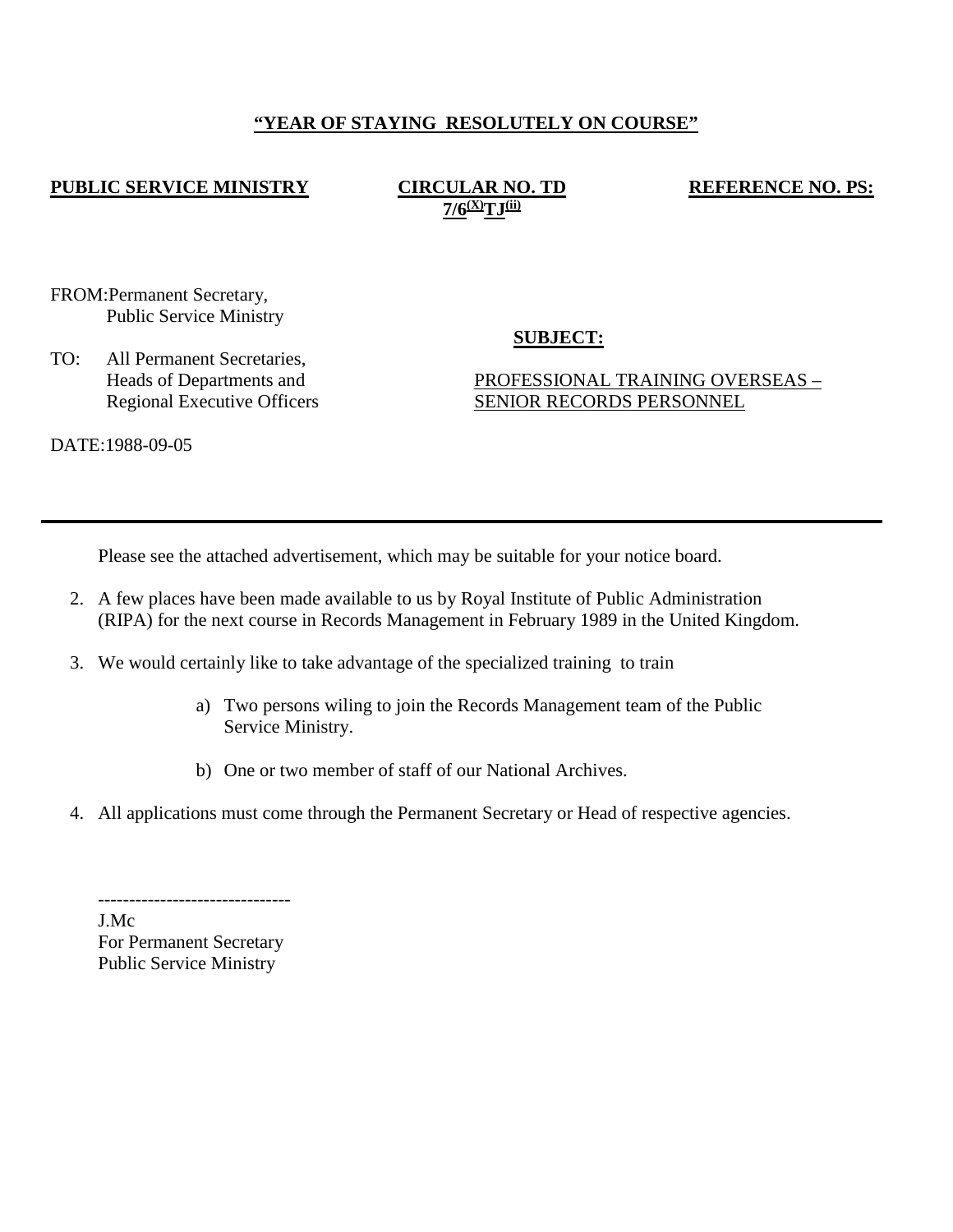**"YEAR OF STAYING RESOLUTELY ON COURSE"**

**PUBLIC SERVICE MINISTRY** **CIRCULAR NO. TD 7/6$^{(X)}$TJ$^{(ii)}$** **REFERENCE NO. PS:**

FROM: Permanent Secretary,
Public Service Ministry

TO: All Permanent Secretaries,
Heads of Departments and
Regional Executive Officers

**SUBJECT:**

PROFESSIONAL TRAINING OVERSEAS – SENIOR RECORDS PERSONNEL

DATE: 1988-09-05

---

Please see the attached advertisement, which may be suitable for your notice board.

2. A few places have been made available to us by Royal Institute of Public Administration (RIPA) for the next course in Records Management in February 1989 in the United Kingdom.

3. We would certainly like to take advantage of the specialized training to train

   a) Two persons wiling to join the Records Management team of the Public Service Ministry.

   b) One or two member of staff of our National Archives.

4. All applications must come through the Permanent Secretary or Head of respective agencies.

-------------------------------
J.Mc
For Permanent Secretary
Public Service Ministry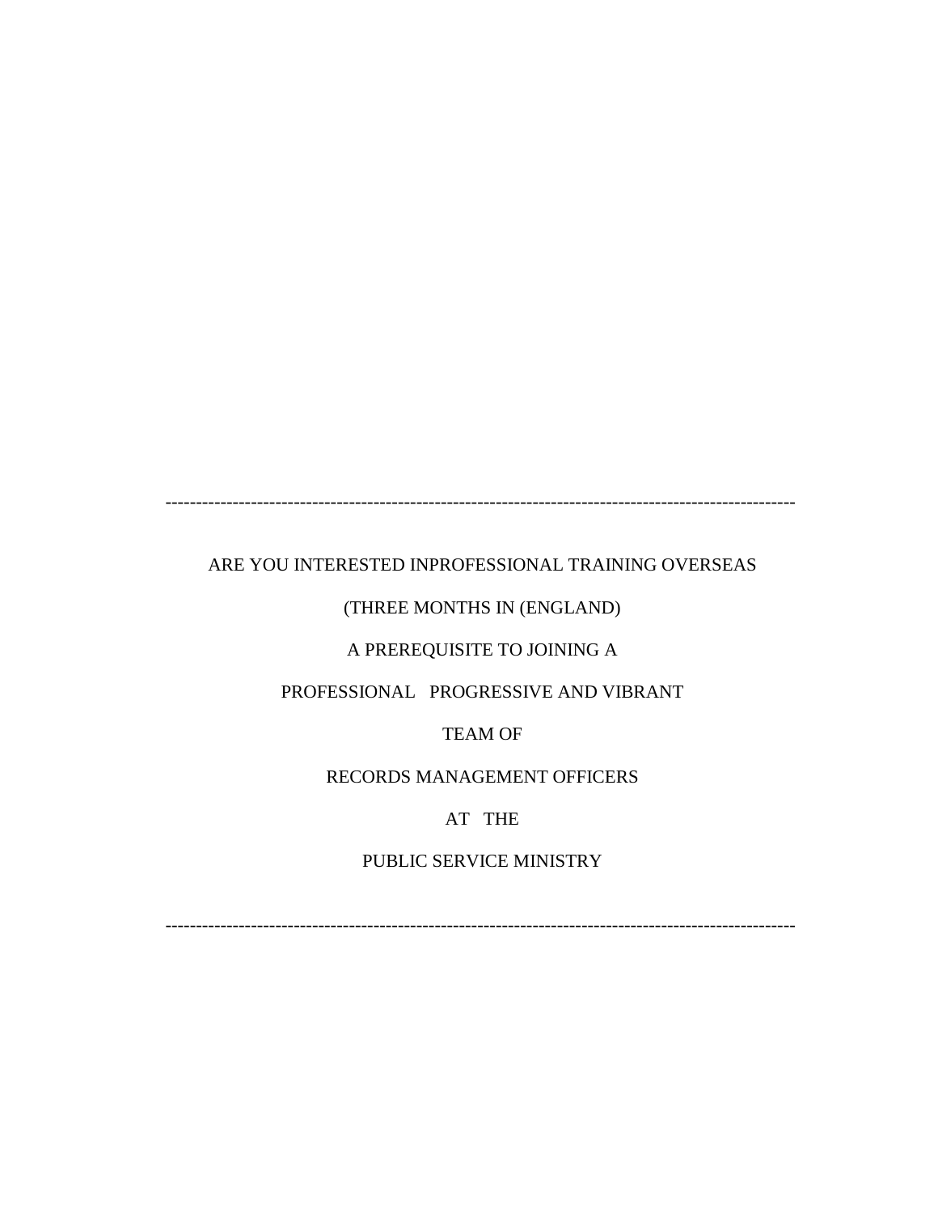---

ARE YOU INTERESTED INPROFESSIONAL TRAINING OVERSEAS

(THREE MONTHS IN (ENGLAND)

A PREREQUISITE TO JOINING A

PROFESSIONAL PROGRESSIVE AND VIBRANT

TEAM OF

RECORDS MANAGEMENT OFFICERS

AT THE

PUBLIC SERVICE MINISTRY

---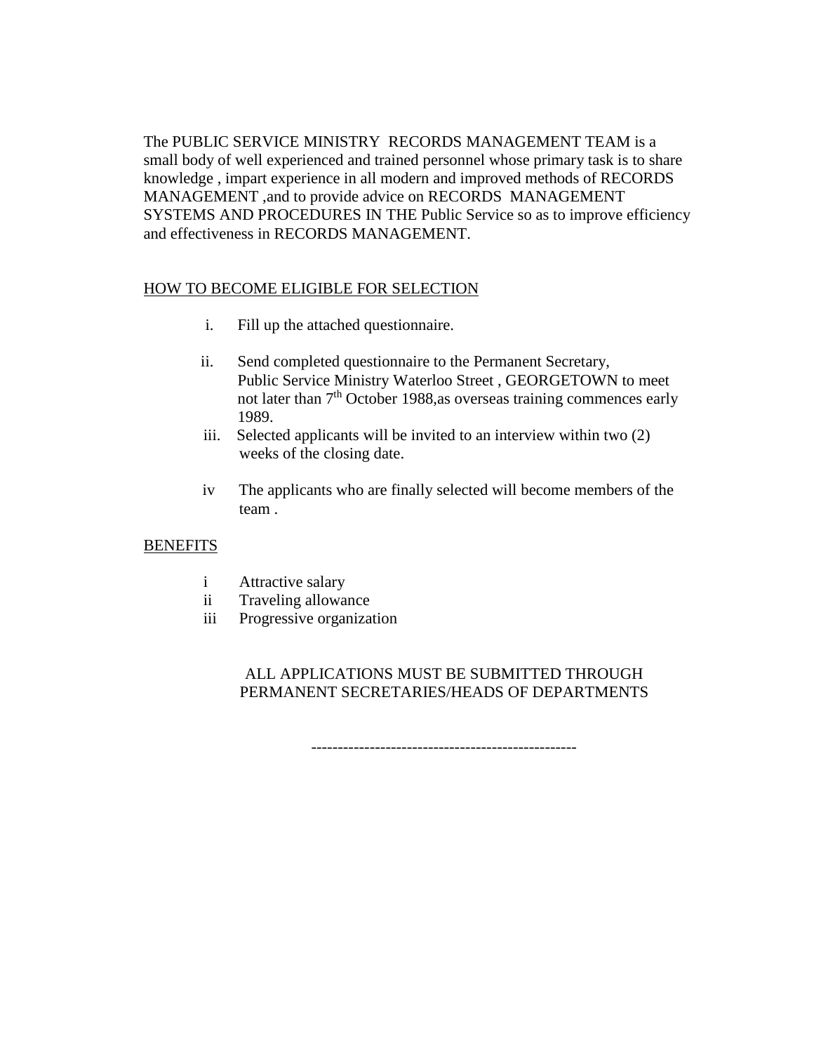The PUBLIC SERVICE MINISTRY RECORDS MANAGEMENT TEAM is a small body of well experienced and trained personnel whose primary task is to share knowledge , impart experience in all modern and improved methods of RECORDS MANAGEMENT ,and to provide advice on RECORDS MANAGEMENT SYSTEMS AND PROCEDURES IN THE Public Service so as to improve efficiency and effectiveness in RECORDS MANAGEMENT.

<u>HOW TO BECOME ELIGIBLE FOR SELECTION</u>

i. Fill up the attached questionnaire.

ii. Send completed questionnaire to the Permanent Secretary, Public Service Ministry Waterloo Street , GEORGETOWN to meet not later than 7th October 1988,as overseas training commences early 1989.

iii. Selected applicants will be invited to an interview within two (2) weeks of the closing date.

iv The applicants who are finally selected will become members of the team .

<u>BENEFITS</u>

i Attractive salary
ii Traveling allowance
iii Progressive organization

ALL APPLICATIONS MUST BE SUBMITTED THROUGH PERMANENT SECRETARIES/HEADS OF DEPARTMENTS

--------------------------------------------------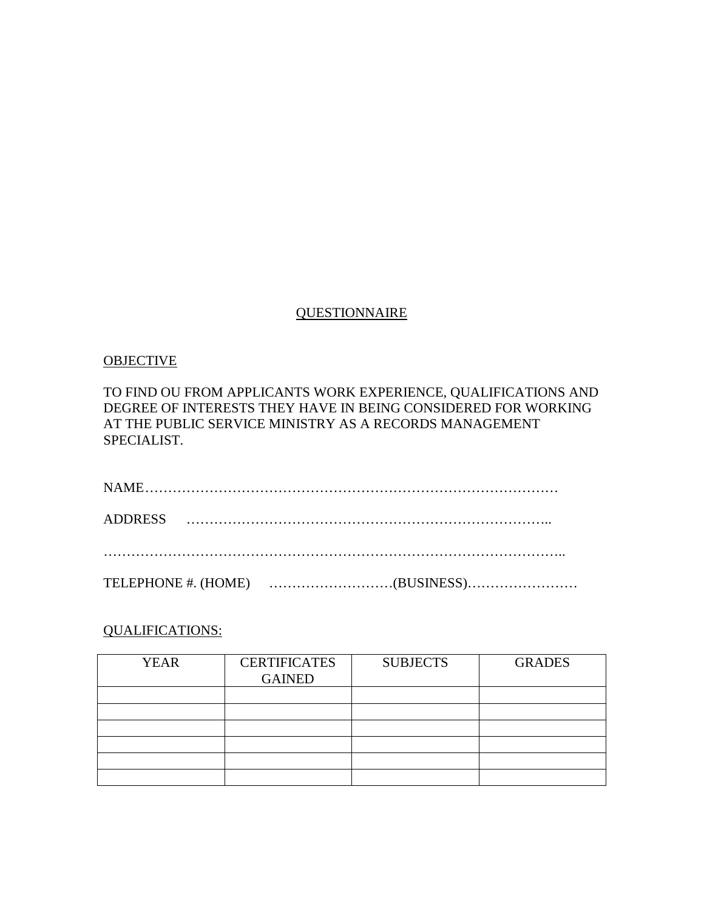# QUESTIONNAIRE

## OBJECTIVE

TO FIND OU FROM APPLICANTS WORK EXPERIENCE, QUALIFICATIONS AND DEGREE OF INTERESTS THEY HAVE IN BEING CONSIDERED FOR WORKING AT THE PUBLIC SERVICE MINISTRY AS A RECORDS MANAGEMENT SPECIALIST.

NAME………………………………………………………………………………

ADDRESS …………………………………………………………………..

………………………………………………………………………………………..

TELEPHONE #. (HOME) ………………………(BUSINESS)……………………

## QUALIFICATIONS:

| YEAR | CERTIFICATES GAINED | SUBJECTS | GRADES |
|---|---|---|---|
| | | | |
| | | | |
| | | | |
| | | | |
| | | | |
| | | | |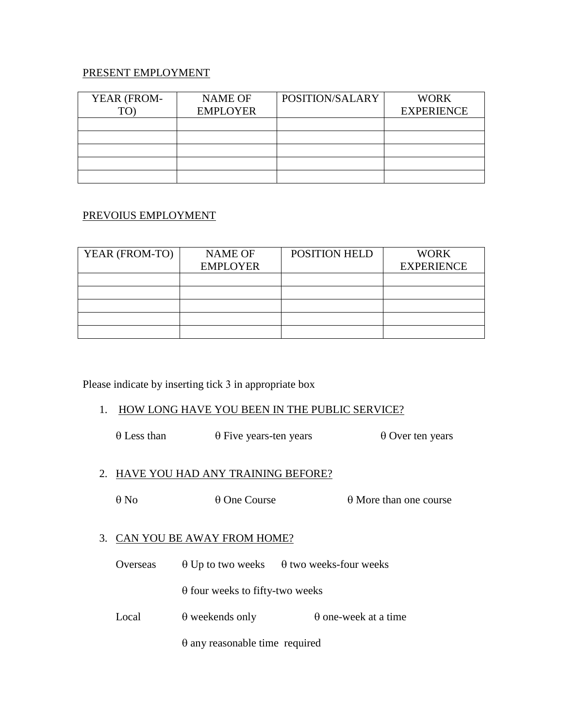PRESENT EMPLOYMENT

| YEAR (FROM-TO) | NAME OF EMPLOYER | POSITION/SALARY | WORK EXPERIENCE |
| --- | --- | --- | --- |
| | | | |
| | | | |
| | | | |
| | | | |
| | | | |

PREVOIUS EMPLOYMENT

| YEAR (FROM-TO) | NAME OF EMPLOYER | POSITION HELD | WORK EXPERIENCE |
| --- | --- | --- | --- |
| | | | |
| | | | |
| | | | |
| | | | |
| | | | |

Please indicate by inserting tick 3 in appropriate box

1. HOW LONG HAVE YOU BEEN IN THE PUBLIC SERVICE?

   θ Less than    θ Five years-ten years    θ Over ten years

2. HAVE YOU HAD ANY TRAINING BEFORE?

   θ No    θ One Course    θ More than one course

3. CAN YOU BE AWAY FROM HOME?

   Overseas    θ Up to two weeks    θ two weeks-four weeks

   θ four weeks to fifty-two weeks

   Local    θ weekends only    θ one-week at a time

   θ any reasonable time required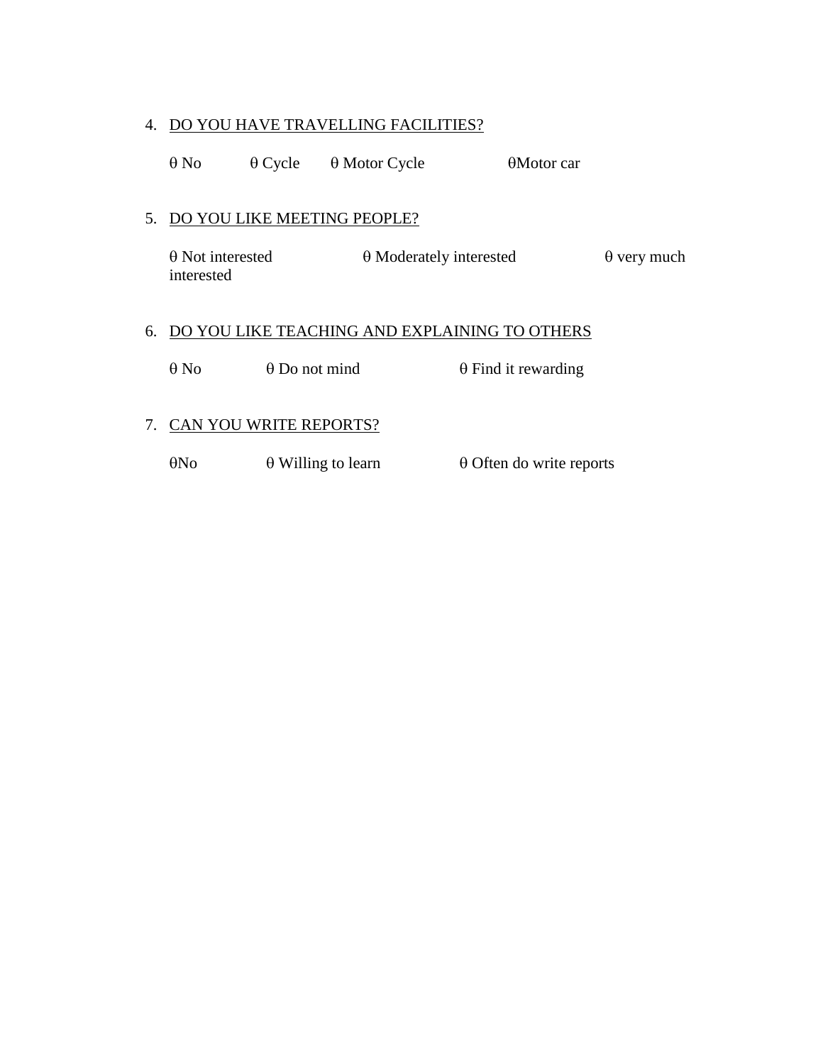4. <u>DO YOU HAVE TRAVELLING FACILITIES?</u>

   θ No θ Cycle θ Motor Cycle θMotor car

5. <u>DO YOU LIKE MEETING PEOPLE?</u>

   θ Not interested θ Moderately interested θ very much interested

6. <u>DO YOU LIKE TEACHING AND EXPLAINING TO OTHERS</u>

   θ No θ Do not mind θ Find it rewarding

7. <u>CAN YOU WRITE REPORTS?</u>

   θNo θ Willing to learn θ Often do write reports